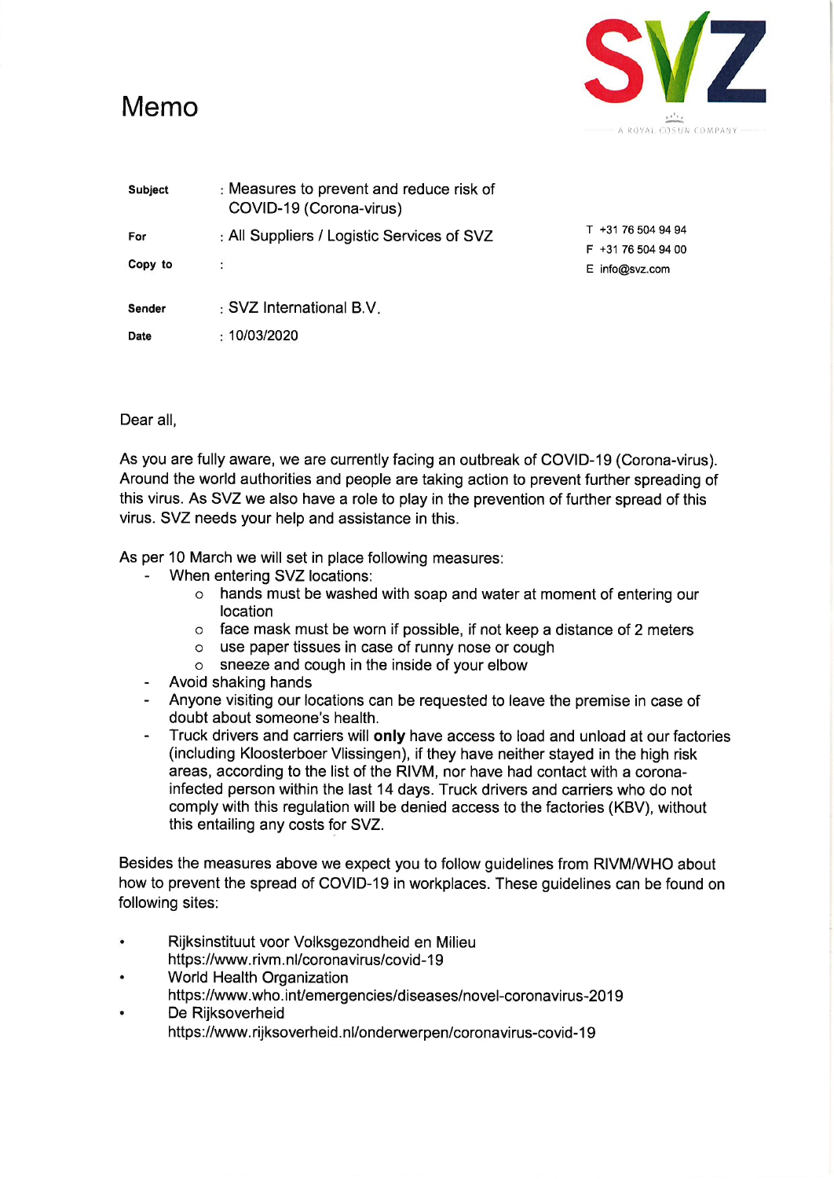# Memo

SVZ
A ROYAL COSUN COMPANY

| | |
|---|---|
| **Subject** | : Measures to prevent and reduce risk of COVID-19 (Corona-virus) |
| **For** | : All Suppliers / Logistic Services of SVZ |
| **Copy to** | : |
| **Sender** | : SVZ International B.V. |
| **Date** | : 10/03/2020 |

T +31 76 504 94 94
F +31 76 504 94 00
E info@svz.com

Dear all,

As you are fully aware, we are currently facing an outbreak of COVID-19 (Corona-virus). Around the world authorities and people are taking action to prevent further spreading of this virus. As SVZ we also have a role to play in the prevention of further spread of this virus. SVZ needs your help and assistance in this.

As per 10 March we will set in place following measures:

- When entering SVZ locations:
  - hands must be washed with soap and water at moment of entering our location
  - face mask must be worn if possible, if not keep a distance of 2 meters
  - use paper tissues in case of runny nose or cough
  - sneeze and cough in the inside of your elbow
- Avoid shaking hands
- Anyone visiting our locations can be requested to leave the premise in case of doubt about someone's health.
- Truck drivers and carriers will **only** have access to load and unload at our factories (including Kloosterboer Vlissingen), if they have neither stayed in the high risk areas, according to the list of the RIVM, nor have had contact with a corona-infected person within the last 14 days. Truck drivers and carriers who do not comply with this regulation will be denied access to the factories (KBV), without this entailing any costs for SVZ.

Besides the measures above we expect you to follow guidelines from RIVM/WHO about how to prevent the spread of COVID-19 in workplaces. These guidelines can be found on following sites:

- Rijksinstituut voor Volksgezondheid en Milieu
  https://www.rivm.nl/coronavirus/covid-19
- World Health Organization
  https://www.who.int/emergencies/diseases/novel-coronavirus-2019
- De Rijksoverheid
  https://www.rijksoverheid.nl/onderwerpen/coronavirus-covid-19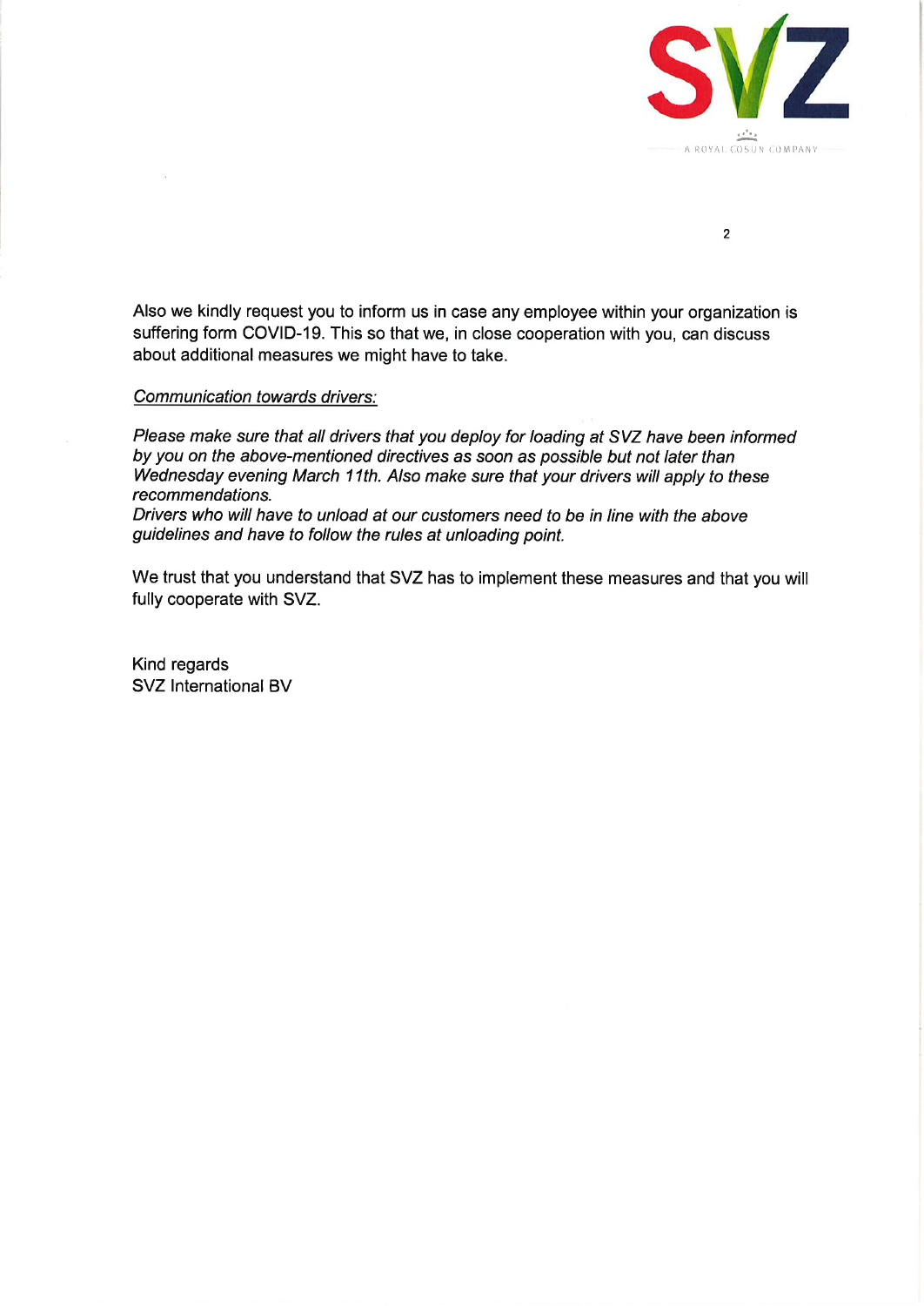Also we kindly request you to inform us in case any employee within your organization is suffering form COVID-19. This so that we, in close cooperation with you, can discuss about additional measures we might have to take.

_Communication towards drivers:_

*Please make sure that all drivers that you deploy for loading at SVZ have been informed by you on the above-mentioned directives as soon as possible but not later than Wednesday evening March 11th. Also make sure that your drivers will apply to these recommendations.*
*Drivers who will have to unload at our customers need to be in line with the above guidelines and have to follow the rules at unloading point.*

We trust that you understand that SVZ has to implement these measures and that you will fully cooperate with SVZ.

Kind regards
SVZ International BV